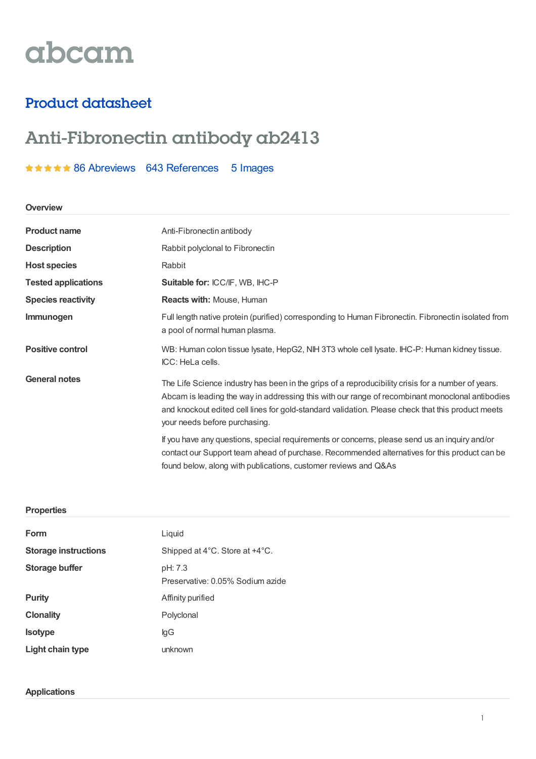# abcam

## Product datasheet

# Anti-Fibronectin antibody ab2413

★★★★★ 86 Abreviews 643 References 5 Images

### Overview

| | |
|---|---|
| **Product name** | Anti-Fibronectin antibody |
| **Description** | Rabbit polyclonal to Fibronectin |
| **Host species** | Rabbit |
| **Tested applications** | **Suitable for:** ICC/IF, WB, IHC-P |
| **Species reactivity** | **Reacts with:** Mouse, Human |
| **Immunogen** | Full length native protein (purified) corresponding to Human Fibronectin. Fibronectin isolated from a pool of normal human plasma. |
| **Positive control** | WB: Human colon tissue lysate, HepG2, NIH 3T3 whole cell lysate. IHC-P: Human kidney tissue. ICC: HeLa cells. |
| **General notes** | The Life Science industry has been in the grips of a reproducibility crisis for a number of years. Abcam is leading the way in addressing this with our range of recombinant monoclonal antibodies and knockout edited cell lines for gold-standard validation. Please check that this product meets your needs before purchasing.<br><br>If you have any questions, special requirements or concerns, please send us an inquiry and/or contact our Support team ahead of purchase. Recommended alternatives for this product can be found below, along with publications, customer reviews and Q&As |

### Properties

| | |
|---|---|
| **Form** | Liquid |
| **Storage instructions** | Shipped at 4°C. Store at +4°C. |
| **Storage buffer** | pH: 7.3<br>Preservative: 0.05% Sodium azide |
| **Purity** | Affinity purified |
| **Clonality** | Polyclonal |
| **Isotype** | IgG |
| **Light chain type** | unknown |

### Applications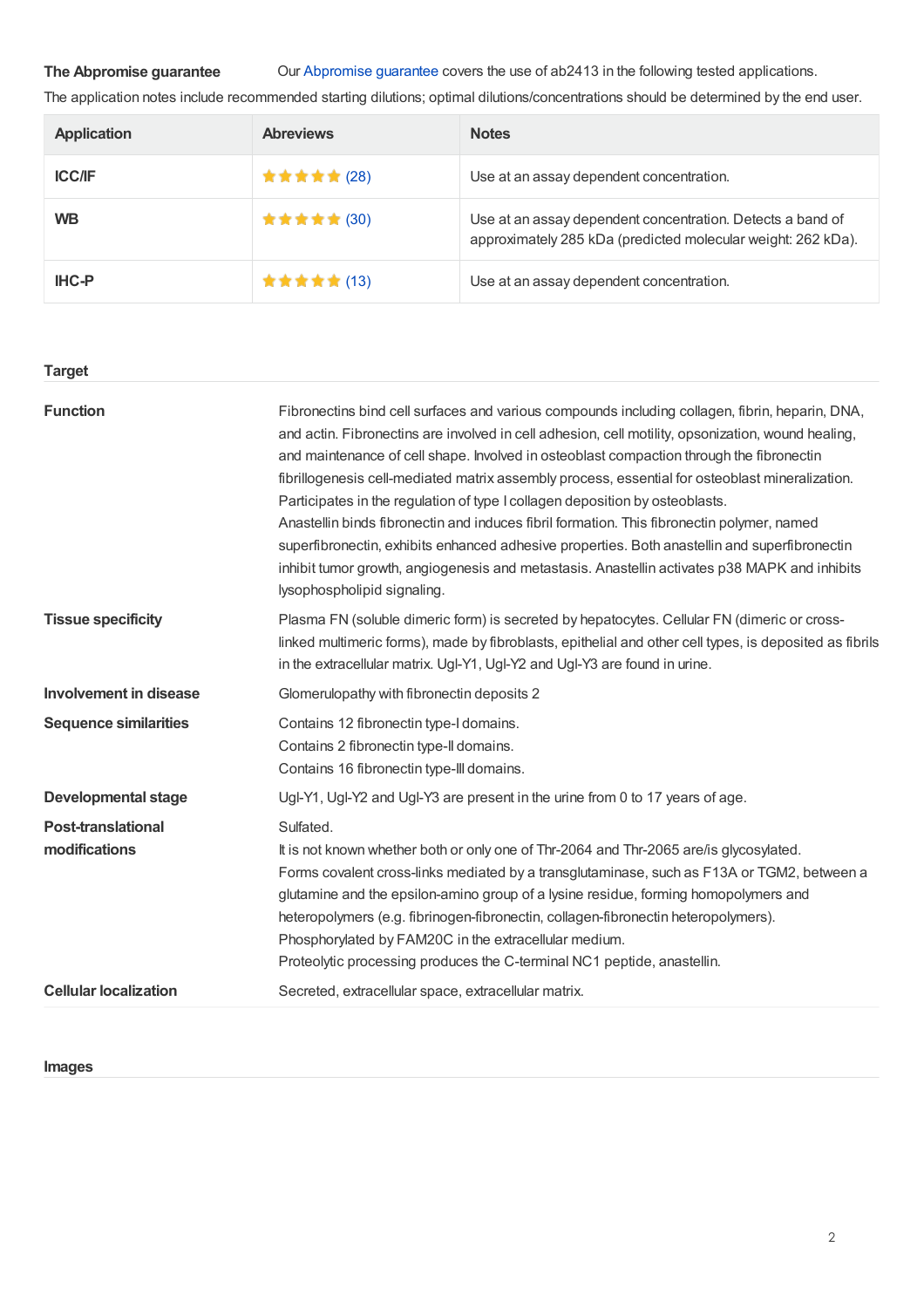**The Abpromise guarantee** Our Abpromise guarantee covers the use of ab2413 in the following tested applications.

The application notes include recommended starting dilutions; optimal dilutions/concentrations should be determined by the end user.

| Application | Abreviews | Notes |
| --- | --- | --- |
| ICC/IF | ★★★★★ (28) | Use at an assay dependent concentration. |
| WB | ★★★★★ (30) | Use at an assay dependent concentration. Detects a band of approximately 285 kDa (predicted molecular weight: 262 kDa). |
| IHC-P | ★★★★★ (13) | Use at an assay dependent concentration. |

## Target

**Function**

Fibronectins bind cell surfaces and various compounds including collagen, fibrin, heparin, DNA, and actin. Fibronectins are involved in cell adhesion, cell motility, opsonization, wound healing, and maintenance of cell shape. Involved in osteoblast compaction through the fibronectin fibrillogenesis cell-mediated matrix assembly process, essential for osteoblast mineralization. Participates in the regulation of type I collagen deposition by osteoblasts.
Anastellin binds fibronectin and induces fibril formation. This fibronectin polymer, named superfibronectin, exhibits enhanced adhesive properties. Both anastellin and superfibronectin inhibit tumor growth, angiogenesis and metastasis. Anastellin activates p38 MAPK and inhibits lysophospholipid signaling.

**Tissue specificity**

Plasma FN (soluble dimeric form) is secreted by hepatocytes. Cellular FN (dimeric or cross-linked multimeric forms), made by fibroblasts, epithelial and other cell types, is deposited as fibrils in the extracellular matrix. Ugl-Y1, Ugl-Y2 and Ugl-Y3 are found in urine.

**Involvement in disease**

Glomerulopathy with fibronectin deposits 2

**Sequence similarities**

Contains 12 fibronectin type-I domains.
Contains 2 fibronectin type-II domains.
Contains 16 fibronectin type-III domains.

**Developmental stage**

Ugl-Y1, Ugl-Y2 and Ugl-Y3 are present in the urine from 0 to 17 years of age.

**Post-translational modifications**

Sulfated.
It is not known whether both or only one of Thr-2064 and Thr-2065 are/is glycosylated.
Forms covalent cross-links mediated by a transglutaminase, such as F13A or TGM2, between a glutamine and the epsilon-amino group of a lysine residue, forming homopolymers and heteropolymers (e.g. fibrinogen-fibronectin, collagen-fibronectin heteropolymers).
Phosphorylated by FAM20C in the extracellular medium.
Proteolytic processing produces the C-terminal NC1 peptide, anastellin.

**Cellular localization**

Secreted, extracellular space, extracellular matrix.

## Images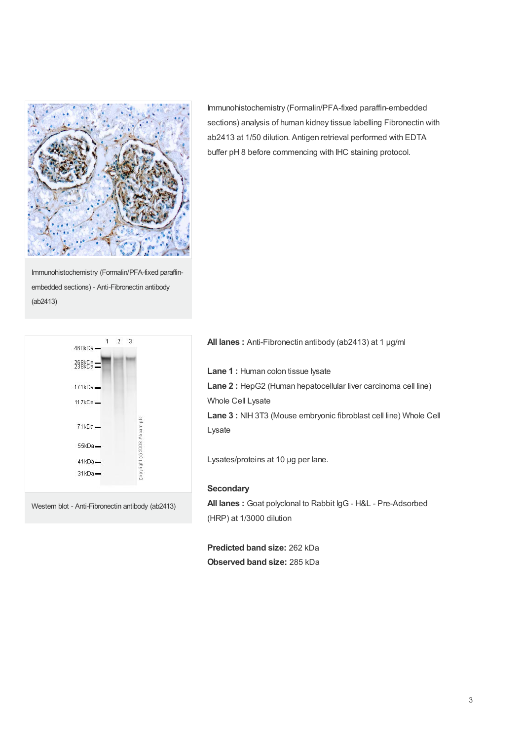Immunohistochemistry (Formalin/PFA-fixed paraffin-embedded sections) - Anti-Fibronectin antibody (ab2413)

Immunohistochemistry (Formalin/PFA-fixed paraffin-embedded sections) analysis of human kidney tissue labelling Fibronectin with ab2413 at 1/50 dilution. Antigen retrieval performed with EDTA buffer pH 8 before commencing with IHC staining protocol.

Western blot - Anti-Fibronectin antibody (ab2413)

**All lanes :** Anti-Fibronectin antibody (ab2413) at 1 µg/ml

**Lane 1 :** Human colon tissue lysate
**Lane 2 :** HepG2 (Human hepatocellular liver carcinoma cell line) Whole Cell Lysate
**Lane 3 :** NIH 3T3 (Mouse embryonic fibroblast cell line) Whole Cell Lysate

Lysates/proteins at 10 µg per lane.

**Secondary**
**All lanes :** Goat polyclonal to Rabbit IgG - H&L - Pre-Adsorbed (HRP) at 1/3000 dilution

**Predicted band size:** 262 kDa
**Observed band size:** 285 kDa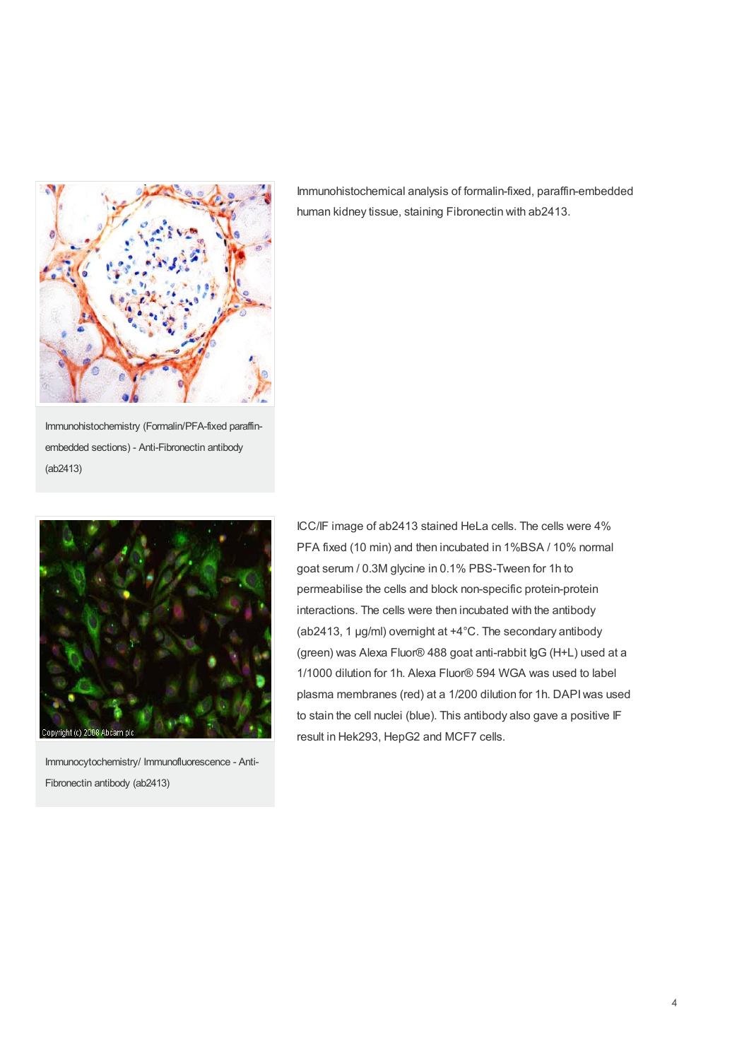Immunohistochemistry (Formalin/PFA-fixed paraffin-embedded sections) - Anti-Fibronectin antibody (ab2413)

Immunohistochemical analysis of formalin-fixed, paraffin-embedded human kidney tissue, staining Fibronectin with ab2413.

Immunocytochemistry/ Immunofluorescence - Anti-Fibronectin antibody (ab2413)

ICC/IF image of ab2413 stained HeLa cells. The cells were 4% PFA fixed (10 min) and then incubated in 1%BSA / 10% normal goat serum / 0.3M glycine in 0.1% PBS-Tween for 1h to permeabilise the cells and block non-specific protein-protein interactions. The cells were then incubated with the antibody (ab2413, 1 µg/ml) overnight at +4°C. The secondary antibody (green) was Alexa Fluor® 488 goat anti-rabbit IgG (H+L) used at a 1/1000 dilution for 1h. Alexa Fluor® 594 WGA was used to label plasma membranes (red) at a 1/200 dilution for 1h. DAPI was used to stain the cell nuclei (blue). This antibody also gave a positive IF result in Hek293, HepG2 and MCF7 cells.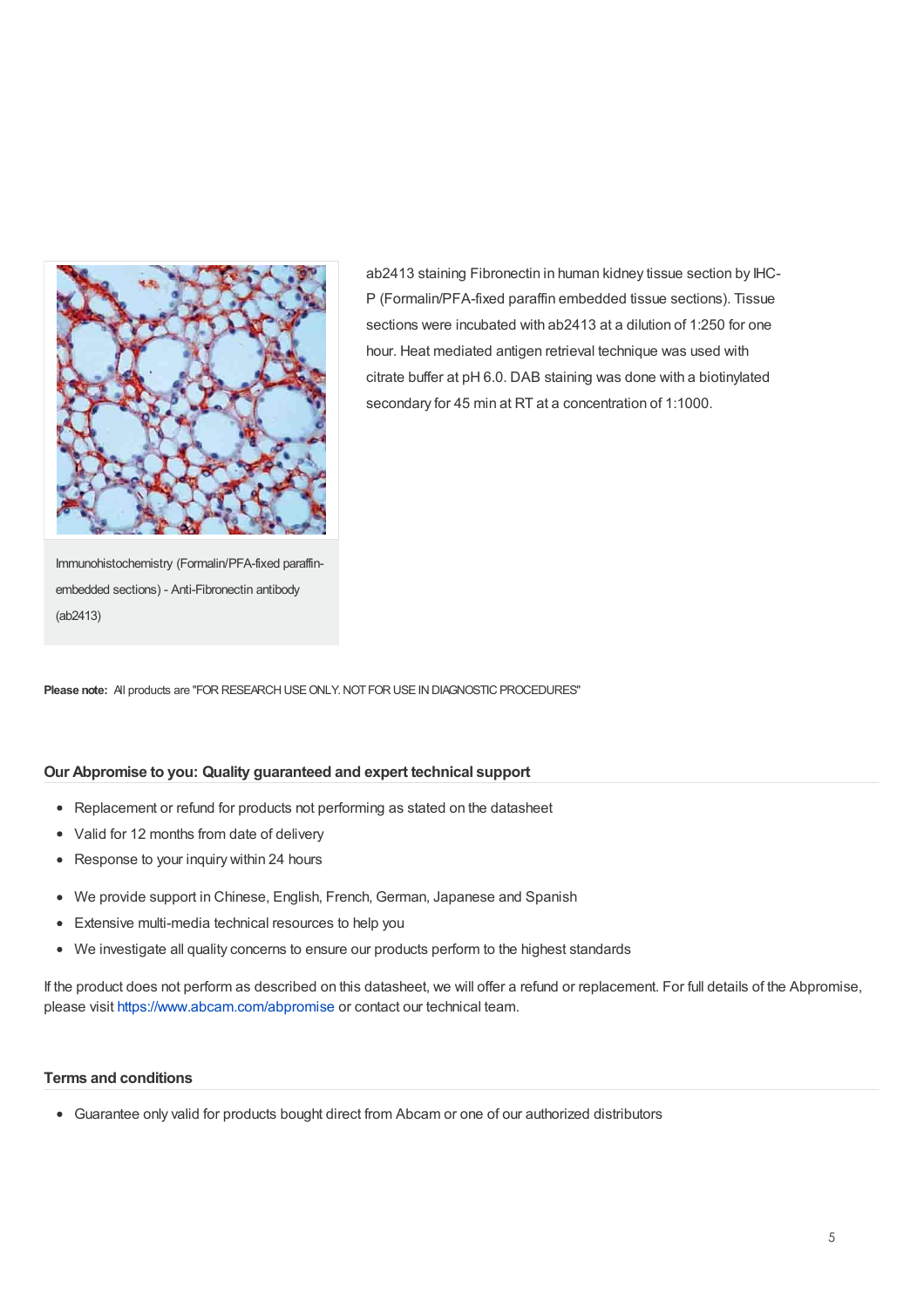Immunohistochemistry (Formalin/PFA-fixed paraffin-embedded sections) - Anti-Fibronectin antibody (ab2413)

ab2413 staining Fibronectin in human kidney tissue section by IHC-P (Formalin/PFA-fixed paraffin embedded tissue sections). Tissue sections were incubated with ab2413 at a dilution of 1:250 for one hour. Heat mediated antigen retrieval technique was used with citrate buffer at pH 6.0. DAB staining was done with a biotinylated secondary for 45 min at RT at a concentration of 1:1000.

**Please note:** All products are "FOR RESEARCH USE ONLY. NOT FOR USE IN DIAGNOSTIC PROCEDURES"

### Our Abpromise to you: Quality guaranteed and expert technical support

- Replacement or refund for products not performing as stated on the datasheet
- Valid for 12 months from date of delivery
- Response to your inquiry within 24 hours

- We provide support in Chinese, English, French, German, Japanese and Spanish
- Extensive multi-media technical resources to help you
- We investigate all quality concerns to ensure our products perform to the highest standards

If the product does not perform as described on this datasheet, we will offer a refund or replacement. For full details of the Abpromise, please visit https://www.abcam.com/abpromise or contact our technical team.

### Terms and conditions

- Guarantee only valid for products bought direct from Abcam or one of our authorized distributors